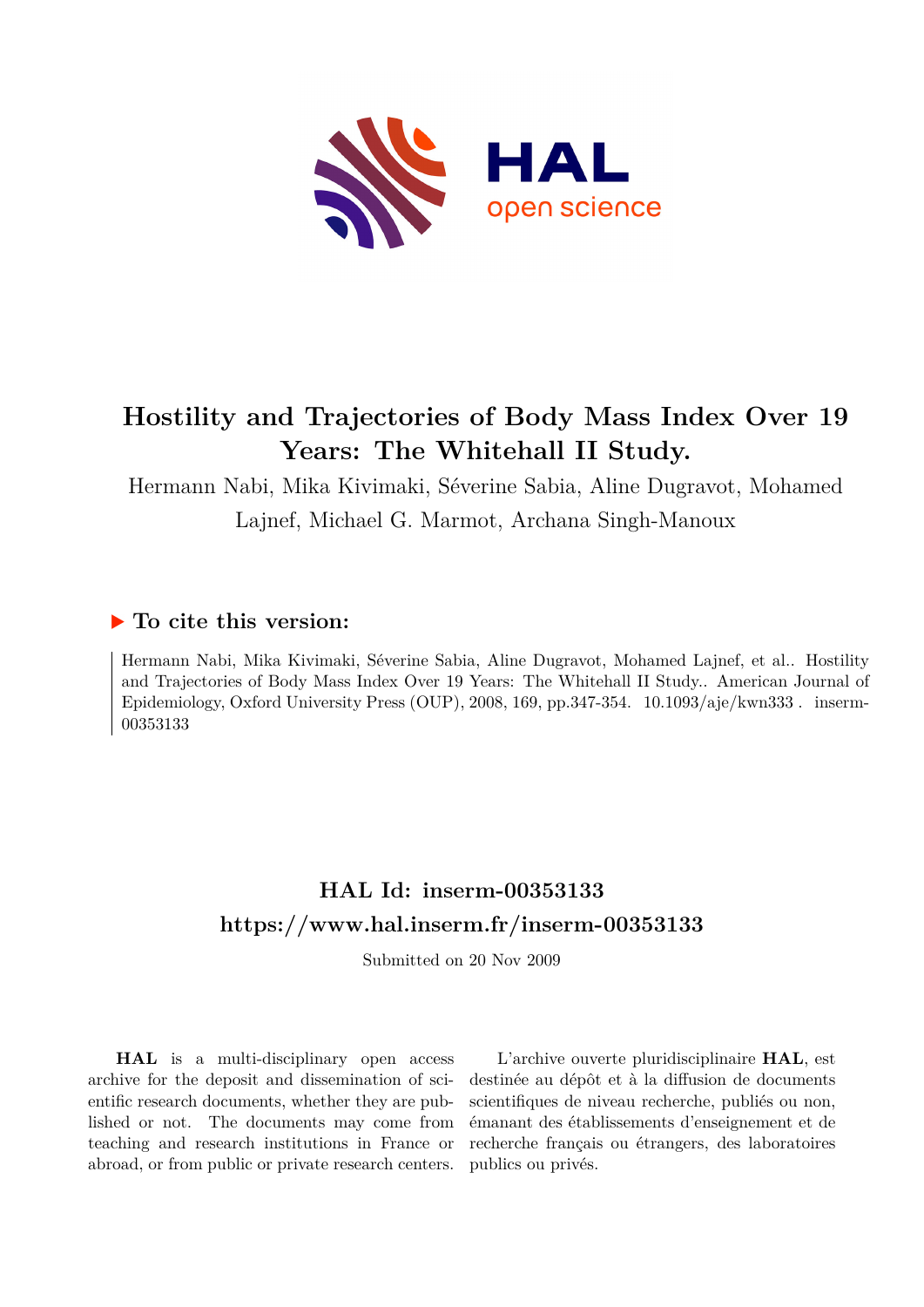# Hostility and Trajectories of Body Mass Index Over 19 Years: The Whitehall II Study.

Hermann Nabi, Mika Kivimaki, Séverine Sabia, Aline Dugravot, Mohamed Lajnef, Michael G. Marmot, Archana Singh-Manoux

## ▶ To cite this version:

Hermann Nabi, Mika Kivimaki, Séverine Sabia, Aline Dugravot, Mohamed Lajnef, et al.. Hostility and Trajectories of Body Mass Index Over 19 Years: The Whitehall II Study.. American Journal of Epidemiology, Oxford University Press (OUP), 2008, 169, pp.347-354. 10.1093/aje/kwn333 . inserm-00353133

## HAL Id: inserm-00353133
## https://www.hal.inserm.fr/inserm-00353133

Submitted on 20 Nov 2009

**HAL** is a multi-disciplinary open access archive for the deposit and dissemination of scientific research documents, whether they are published or not. The documents may come from teaching and research institutions in France or abroad, or from public or private research centers.

L'archive ouverte pluridisciplinaire **HAL**, est destinée au dépôt et à la diffusion de documents scientifiques de niveau recherche, publiés ou non, émanant des établissements d'enseignement et de recherche français ou étrangers, des laboratoires publics ou privés.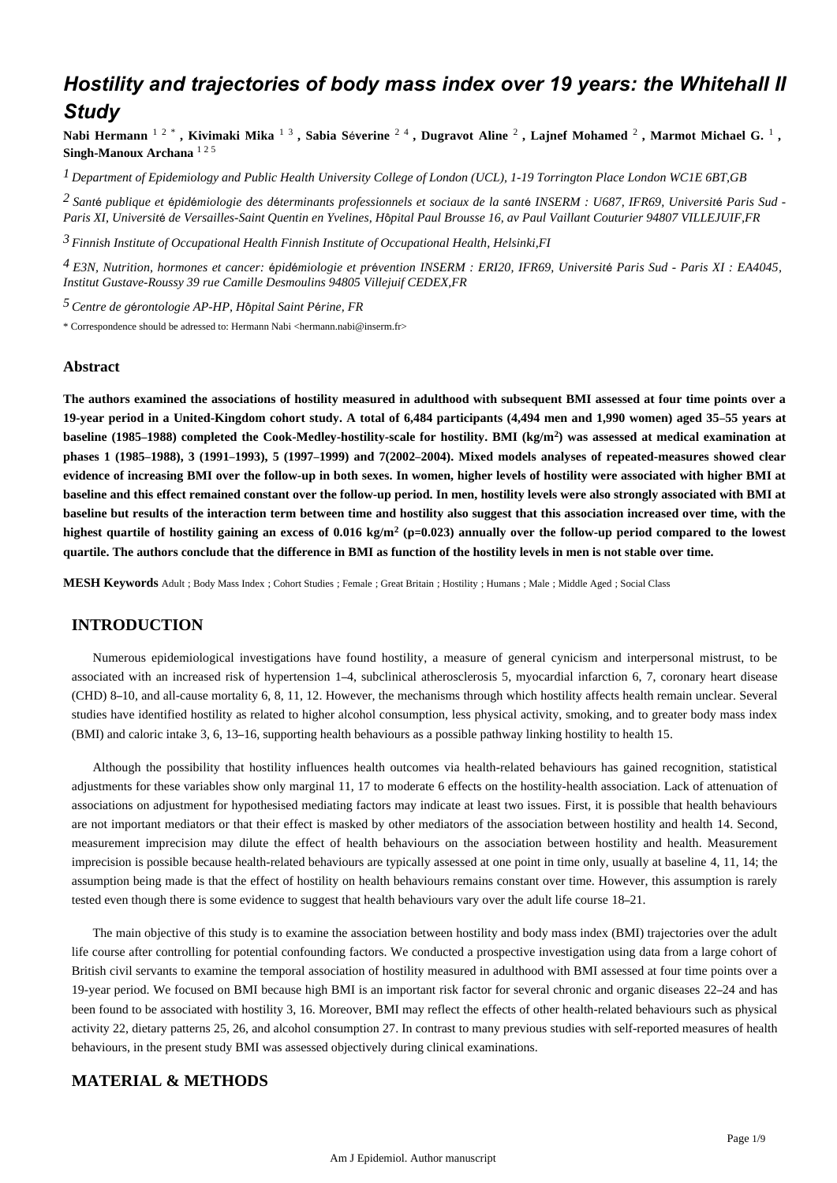# Hostility and trajectories of body mass index over 19 years: the Whitehall II Study

**Nabi Hermann** [1,2,*], **Kivimaki Mika** [1,3], **Sabia Séverine** [2,4], **Dugravot Aline** [2], **Lajnef Mohamed** [2], **Marmot Michael G.** [1], **Singh-Manoux Archana** [1,2,5]

[1] *Department of Epidemiology and Public Health University College of London (UCL), 1-19 Torrington Place London WC1E 6BT,GB*

[2] *Santé publique et épidémiologie des déterminants professionnels et sociaux de la santé INSERM : U687, IFR69, Université Paris Sud - Paris XI, Université de Versailles-Saint Quentin en Yvelines, Hôpital Paul Brousse 16, av Paul Vaillant Couturier 94807 VILLEJUIF,FR*

[3] *Finnish Institute of Occupational Health Finnish Institute of Occupational Health, Helsinki,FI*

[4] *E3N, Nutrition, hormones et cancer: épidémiologie et prévention INSERM : ERI20, IFR69, Université Paris Sud - Paris XI : EA4045, Institut Gustave-Roussy 39 rue Camille Desmoulins 94805 Villejuif CEDEX,FR*

[5] *Centre de gérontologie AP-HP, Hôpital Saint Périne, FR*

\* Correspondence should be adressed to: Hermann Nabi <hermann.nabi@inserm.fr>

## Abstract

**The authors examined the associations of hostility measured in adulthood with subsequent BMI assessed at four time points over a 19-year period in a United-Kingdom cohort study. A total of 6,484 participants (4,494 men and 1,990 women) aged 35–55 years at baseline (1985–1988) completed the Cook-Medley-hostility-scale for hostility. BMI (kg/m$^2$) was assessed at medical examination at phases 1 (1985–1988), 3 (1991–1993), 5 (1997–1999) and 7(2002–2004). Mixed models analyses of repeated-measures showed clear evidence of increasing BMI over the follow-up in both sexes. In women, higher levels of hostility were associated with higher BMI at baseline and this effect remained constant over the follow-up period. In men, hostility levels were also strongly associated with BMI at baseline but results of the interaction term between time and hostility also suggest that this association increased over time, with the highest quartile of hostility gaining an excess of 0.016 kg/m$^2$ ($p=0.023$) annually over the follow-up period compared to the lowest quartile. The authors conclude that the difference in BMI as function of the hostility levels in men is not stable over time.**

**MESH Keywords** Adult ; Body Mass Index ; Cohort Studies ; Female ; Great Britain ; Hostility ; Humans ; Male ; Middle Aged ; Social Class

## INTRODUCTION

Numerous epidemiological investigations have found hostility, a measure of general cynicism and interpersonal mistrust, to be associated with an increased risk of hypertension 1–4, subclinical atherosclerosis 5, myocardial infarction 6, 7, coronary heart disease (CHD) 8–10, and all-cause mortality 6, 8, 11, 12. However, the mechanisms through which hostility affects health remain unclear. Several studies have identified hostility as related to higher alcohol consumption, less physical activity, smoking, and to greater body mass index (BMI) and caloric intake 3, 6, 13–16, supporting health behaviours as a possible pathway linking hostility to health 15.

Although the possibility that hostility influences health outcomes via health-related behaviours has gained recognition, statistical adjustments for these variables show only marginal 11, 17 to moderate 6 effects on the hostility-health association. Lack of attenuation of associations on adjustment for hypothesised mediating factors may indicate at least two issues. First, it is possible that health behaviours are not important mediators or that their effect is masked by other mediators of the association between hostility and health 14. Second, measurement imprecision may dilute the effect of health behaviours on the association between hostility and health. Measurement imprecision is possible because health-related behaviours are typically assessed at one point in time only, usually at baseline 4, 11, 14; the assumption being made is that the effect of hostility on health behaviours remains constant over time. However, this assumption is rarely tested even though there is some evidence to suggest that health behaviours vary over the adult life course 18–21.

The main objective of this study is to examine the association between hostility and body mass index (BMI) trajectories over the adult life course after controlling for potential confounding factors. We conducted a prospective investigation using data from a large cohort of British civil servants to examine the temporal association of hostility measured in adulthood with BMI assessed at four time points over a 19-year period. We focused on BMI because high BMI is an important risk factor for several chronic and organic diseases 22–24 and has been found to be associated with hostility 3, 16. Moreover, BMI may reflect the effects of other health-related behaviours such as physical activity 22, dietary patterns 25, 26, and alcohol consumption 27. In contrast to many previous studies with self-reported measures of health behaviours, in the present study BMI was assessed objectively during clinical examinations.

## MATERIAL & METHODS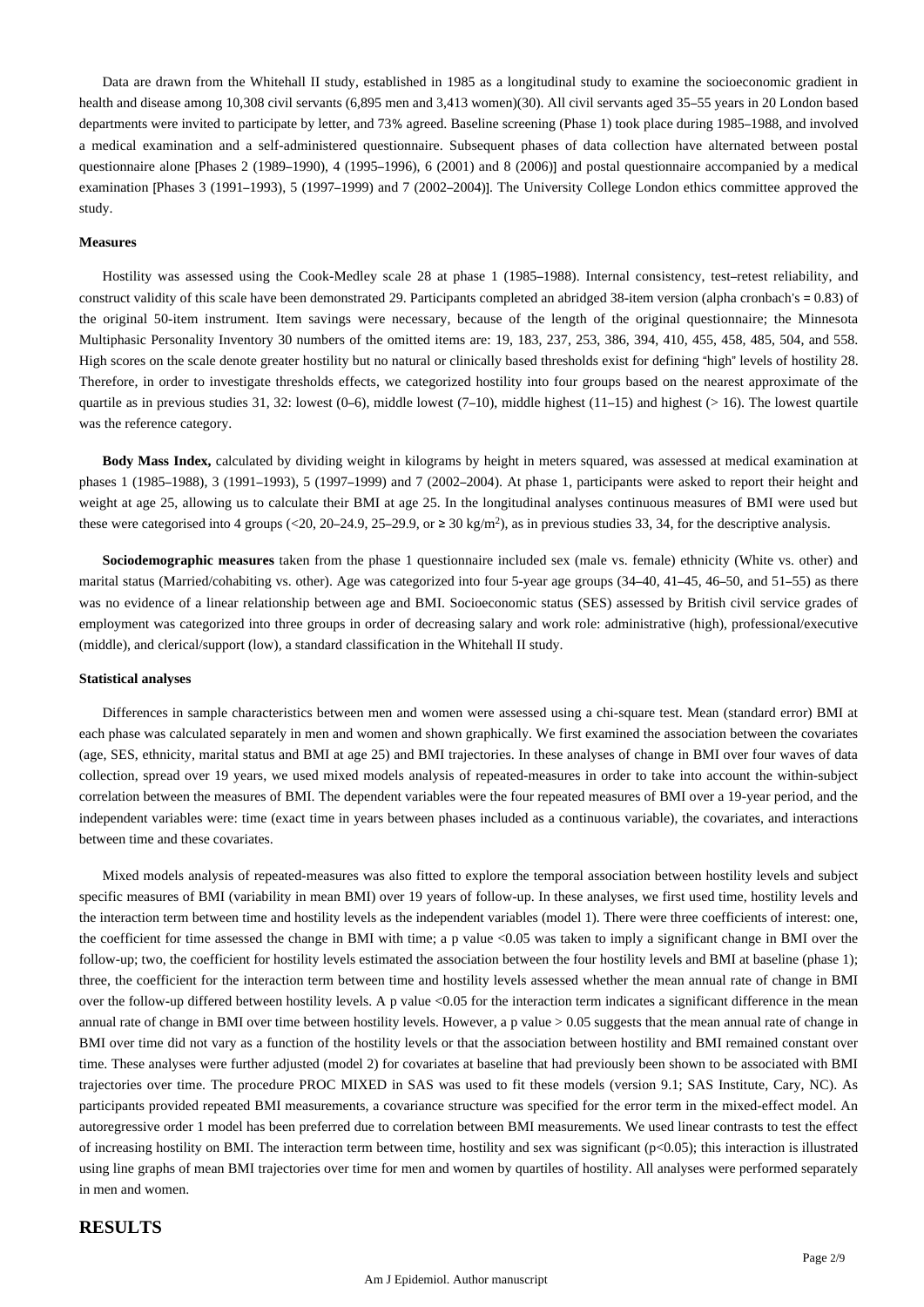Data are drawn from the Whitehall II study, established in 1985 as a longitudinal study to examine the socioeconomic gradient in health and disease among 10,308 civil servants (6,895 men and 3,413 women)(30). All civil servants aged 35–55 years in 20 London based departments were invited to participate by letter, and 73% agreed. Baseline screening (Phase 1) took place during 1985–1988, and involved a medical examination and a self-administered questionnaire. Subsequent phases of data collection have alternated between postal questionnaire alone [Phases 2 (1989–1990), 4 (1995–1996), 6 (2001) and 8 (2006)] and postal questionnaire accompanied by a medical examination [Phases 3 (1991–1993), 5 (1997–1999) and 7 (2002–2004)]. The University College London ethics committee approved the study.

#### Measures

Hostility was assessed using the Cook-Medley scale 28 at phase 1 (1985–1988). Internal consistency, test–retest reliability, and construct validity of this scale have been demonstrated 29. Participants completed an abridged 38-item version (alpha cronbach's = 0.83) of the original 50-item instrument. Item savings were necessary, because of the length of the original questionnaire; the Minnesota Multiphasic Personality Inventory 30 numbers of the omitted items are: 19, 183, 237, 253, 386, 394, 410, 455, 458, 485, 504, and 558. High scores on the scale denote greater hostility but no natural or clinically based thresholds exist for defining "high" levels of hostility 28. Therefore, in order to investigate thresholds effects, we categorized hostility into four groups based on the nearest approximate of the quartile as in previous studies 31, 32: lowest (0–6), middle lowest (7–10), middle highest (11–15) and highest (> 16). The lowest quartile was the reference category.

**Body Mass Index,** calculated by dividing weight in kilograms by height in meters squared, was assessed at medical examination at phases 1 (1985–1988), 3 (1991–1993), 5 (1997–1999) and 7 (2002–2004). At phase 1, participants were asked to report their height and weight at age 25, allowing us to calculate their BMI at age 25. In the longitudinal analyses continuous measures of BMI were used but these were categorised into 4 groups (<20, 20–24.9, 25–29.9, or ≥ 30 kg/m$^2$), as in previous studies 33, 34, for the descriptive analysis.

**Sociodemographic measures** taken from the phase 1 questionnaire included sex (male vs. female) ethnicity (White vs. other) and marital status (Married/cohabiting vs. other). Age was categorized into four 5-year age groups (34–40, 41–45, 46–50, and 51–55) as there was no evidence of a linear relationship between age and BMI. Socioeconomic status (SES) assessed by British civil service grades of employment was categorized into three groups in order of decreasing salary and work role: administrative (high), professional/executive (middle), and clerical/support (low), a standard classification in the Whitehall II study.

#### Statistical analyses

Differences in sample characteristics between men and women were assessed using a chi-square test. Mean (standard error) BMI at each phase was calculated separately in men and women and shown graphically. We first examined the association between the covariates (age, SES, ethnicity, marital status and BMI at age 25) and BMI trajectories. In these analyses of change in BMI over four waves of data collection, spread over 19 years, we used mixed models analysis of repeated-measures in order to take into account the within-subject correlation between the measures of BMI. The dependent variables were the four repeated measures of BMI over a 19-year period, and the independent variables were: time (exact time in years between phases included as a continuous variable), the covariates, and interactions between time and these covariates.

Mixed models analysis of repeated-measures was also fitted to explore the temporal association between hostility levels and subject specific measures of BMI (variability in mean BMI) over 19 years of follow-up. In these analyses, we first used time, hostility levels and the interaction term between time and hostility levels as the independent variables (model 1). There were three coefficients of interest: one, the coefficient for time assessed the change in BMI with time; a p value <0.05 was taken to imply a significant change in BMI over the follow-up; two, the coefficient for hostility levels estimated the association between the four hostility levels and BMI at baseline (phase 1); three, the coefficient for the interaction term between time and hostility levels assessed whether the mean annual rate of change in BMI over the follow-up differed between hostility levels. A p value <0.05 for the interaction term indicates a significant difference in the mean annual rate of change in BMI over time between hostility levels. However, a p value > 0.05 suggests that the mean annual rate of change in BMI over time did not vary as a function of the hostility levels or that the association between hostility and BMI remained constant over time. These analyses were further adjusted (model 2) for covariates at baseline that had previously been shown to be associated with BMI trajectories over time. The procedure PROC MIXED in SAS was used to fit these models (version 9.1; SAS Institute, Cary, NC). As participants provided repeated BMI measurements, a covariance structure was specified for the error term in the mixed-effect model. An autoregressive order 1 model has been preferred due to correlation between BMI measurements. We used linear contrasts to test the effect of increasing hostility on BMI. The interaction term between time, hostility and sex was significant ($p<0.05$); this interaction is illustrated using line graphs of mean BMI trajectories over time for men and women by quartiles of hostility. All analyses were performed separately in men and women.

## RESULTS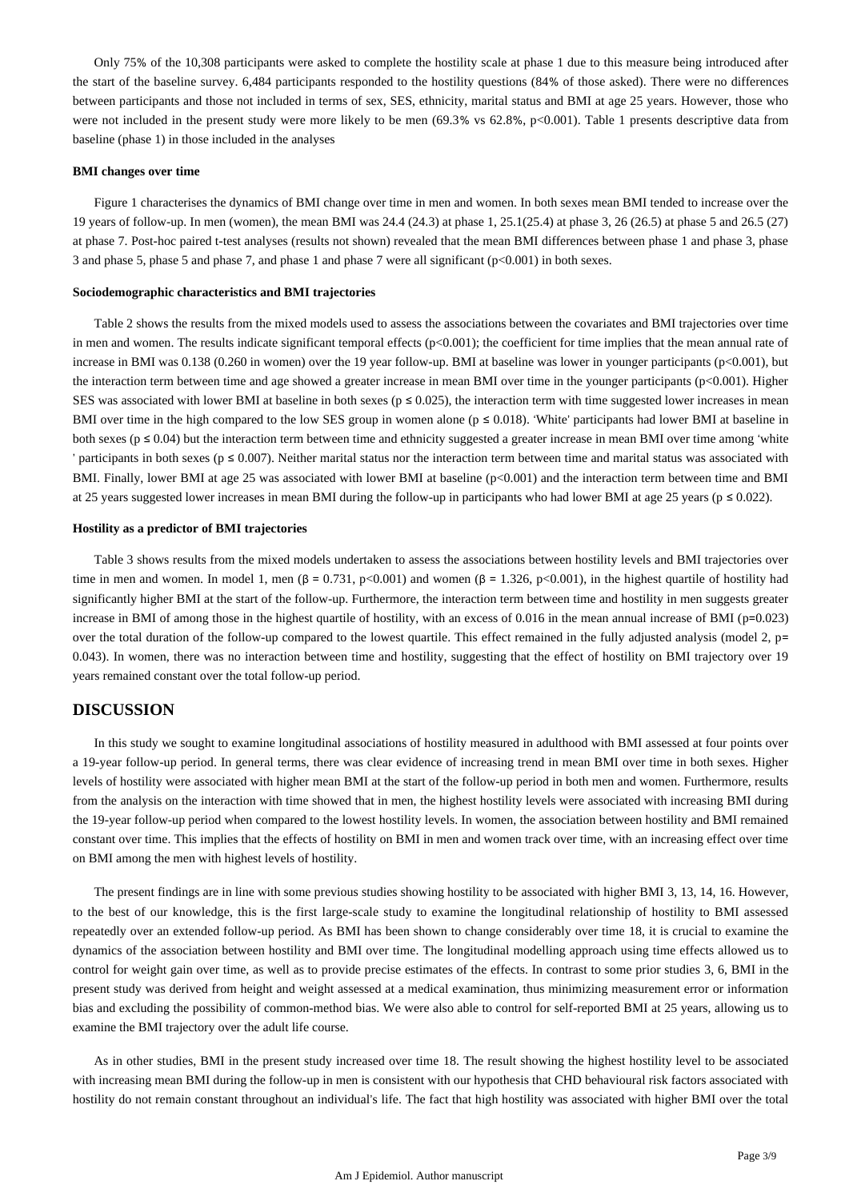Only 75% of the 10,308 participants were asked to complete the hostility scale at phase 1 due to this measure being introduced after the start of the baseline survey. 6,484 participants responded to the hostility questions (84% of those asked). There were no differences between participants and those not included in terms of sex, SES, ethnicity, marital status and BMI at age 25 years. However, those who were not included in the present study were more likely to be men (69.3% vs 62.8%, $p<0.001$). Table 1 presents descriptive data from baseline (phase 1) in those included in the analyses

#### BMI changes over time

Figure 1 characterises the dynamics of BMI change over time in men and women. In both sexes mean BMI tended to increase over the 19 years of follow-up. In men (women), the mean BMI was 24.4 (24.3) at phase 1, 25.1(25.4) at phase 3, 26 (26.5) at phase 5 and 26.5 (27) at phase 7. Post-hoc paired t-test analyses (results not shown) revealed that the mean BMI differences between phase 1 and phase 3, phase 3 and phase 5, phase 5 and phase 7, and phase 1 and phase 7 were all significant ($p<0.001$) in both sexes.

#### Sociodemographic characteristics and BMI trajectories

Table 2 shows the results from the mixed models used to assess the associations between the covariates and BMI trajectories over time in men and women. The results indicate significant temporal effects ($p<0.001$); the coefficient for time implies that the mean annual rate of increase in BMI was 0.138 (0.260 in women) over the 19 year follow-up. BMI at baseline was lower in younger participants ($p<0.001$), but the interaction term between time and age showed a greater increase in mean BMI over time in the younger participants ($p<0.001$). Higher SES was associated with lower BMI at baseline in both sexes ($p \leq 0.025$), the interaction term with time suggested lower increases in mean BMI over time in the high compared to the low SES group in women alone ($p \leq 0.018$). 'White' participants had lower BMI at baseline in both sexes ($p \leq 0.04$) but the interaction term between time and ethnicity suggested a greater increase in mean BMI over time among 'white ' participants in both sexes ($p \leq 0.007$). Neither marital status nor the interaction term between time and marital status was associated with BMI. Finally, lower BMI at age 25 was associated with lower BMI at baseline ($p<0.001$) and the interaction term between time and BMI at 25 years suggested lower increases in mean BMI during the follow-up in participants who had lower BMI at age 25 years ($p \leq 0.022$).

#### Hostility as a predictor of BMI trajectories

Table 3 shows results from the mixed models undertaken to assess the associations between hostility levels and BMI trajectories over time in men and women. In model 1, men ($\beta = 0.731$, $p<0.001$) and women ($\beta = 1.326$, $p<0.001$), in the highest quartile of hostility had significantly higher BMI at the start of the follow-up. Furthermore, the interaction term between time and hostility in men suggests greater increase in BMI of among those in the highest quartile of hostility, with an excess of 0.016 in the mean annual increase of BMI ($p=0.023$) over the total duration of the follow-up compared to the lowest quartile. This effect remained in the fully adjusted analysis (model 2, $p= 0.043$). In women, there was no interaction between time and hostility, suggesting that the effect of hostility on BMI trajectory over 19 years remained constant over the total follow-up period.

## DISCUSSION

In this study we sought to examine longitudinal associations of hostility measured in adulthood with BMI assessed at four points over a 19-year follow-up period. In general terms, there was clear evidence of increasing trend in mean BMI over time in both sexes. Higher levels of hostility were associated with higher mean BMI at the start of the follow-up period in both men and women. Furthermore, results from the analysis on the interaction with time showed that in men, the highest hostility levels were associated with increasing BMI during the 19-year follow-up period when compared to the lowest hostility levels. In women, the association between hostility and BMI remained constant over time. This implies that the effects of hostility on BMI in men and women track over time, with an increasing effect over time on BMI among the men with highest levels of hostility.

The present findings are in line with some previous studies showing hostility to be associated with higher BMI 3, 13, 14, 16. However, to the best of our knowledge, this is the first large-scale study to examine the longitudinal relationship of hostility to BMI assessed repeatedly over an extended follow-up period. As BMI has been shown to change considerably over time 18, it is crucial to examine the dynamics of the association between hostility and BMI over time. The longitudinal modelling approach using time effects allowed us to control for weight gain over time, as well as to provide precise estimates of the effects. In contrast to some prior studies 3, 6, BMI in the present study was derived from height and weight assessed at a medical examination, thus minimizing measurement error or information bias and excluding the possibility of common-method bias. We were also able to control for self-reported BMI at 25 years, allowing us to examine the BMI trajectory over the adult life course.

As in other studies, BMI in the present study increased over time 18. The result showing the highest hostility level to be associated with increasing mean BMI during the follow-up in men is consistent with our hypothesis that CHD behavioural risk factors associated with hostility do not remain constant throughout an individual's life. The fact that high hostility was associated with higher BMI over the total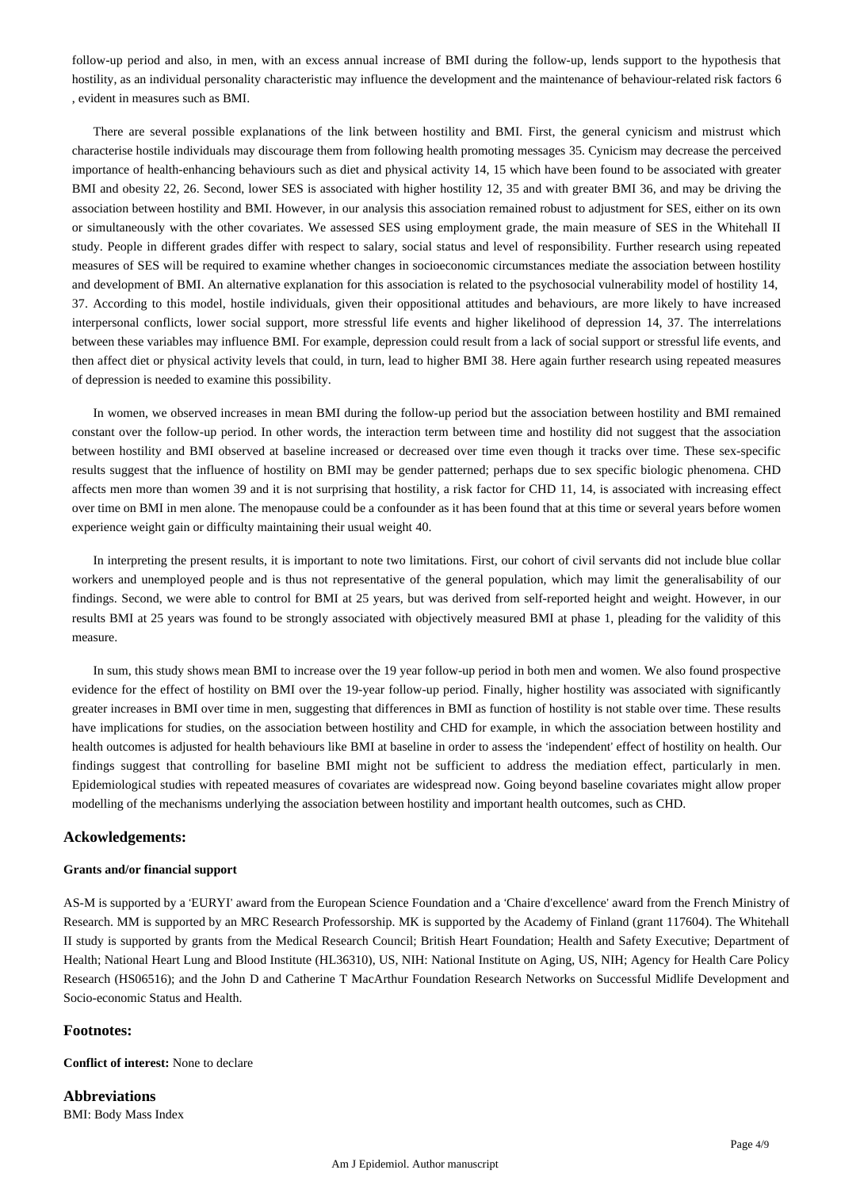follow-up period and also, in men, with an excess annual increase of BMI during the follow-up, lends support to the hypothesis that hostility, as an individual personality characteristic may influence the development and the maintenance of behaviour-related risk factors 6 , evident in measures such as BMI.

There are several possible explanations of the link between hostility and BMI. First, the general cynicism and mistrust which characterise hostile individuals may discourage them from following health promoting messages 35. Cynicism may decrease the perceived importance of health-enhancing behaviours such as diet and physical activity 14, 15 which have been found to be associated with greater BMI and obesity 22, 26. Second, lower SES is associated with higher hostility 12, 35 and with greater BMI 36, and may be driving the association between hostility and BMI. However, in our analysis this association remained robust to adjustment for SES, either on its own or simultaneously with the other covariates. We assessed SES using employment grade, the main measure of SES in the Whitehall II study. People in different grades differ with respect to salary, social status and level of responsibility. Further research using repeated measures of SES will be required to examine whether changes in socioeconomic circumstances mediate the association between hostility and development of BMI. An alternative explanation for this association is related to the psychosocial vulnerability model of hostility 14, 37. According to this model, hostile individuals, given their oppositional attitudes and behaviours, are more likely to have increased interpersonal conflicts, lower social support, more stressful life events and higher likelihood of depression 14, 37. The interrelations between these variables may influence BMI. For example, depression could result from a lack of social support or stressful life events, and then affect diet or physical activity levels that could, in turn, lead to higher BMI 38. Here again further research using repeated measures of depression is needed to examine this possibility.

In women, we observed increases in mean BMI during the follow-up period but the association between hostility and BMI remained constant over the follow-up period. In other words, the interaction term between time and hostility did not suggest that the association between hostility and BMI observed at baseline increased or decreased over time even though it tracks over time. These sex-specific results suggest that the influence of hostility on BMI may be gender patterned; perhaps due to sex specific biologic phenomena. CHD affects men more than women 39 and it is not surprising that hostility, a risk factor for CHD 11, 14, is associated with increasing effect over time on BMI in men alone. The menopause could be a confounder as it has been found that at this time or several years before women experience weight gain or difficulty maintaining their usual weight 40.

In interpreting the present results, it is important to note two limitations. First, our cohort of civil servants did not include blue collar workers and unemployed people and is thus not representative of the general population, which may limit the generalisability of our findings. Second, we were able to control for BMI at 25 years, but was derived from self-reported height and weight. However, in our results BMI at 25 years was found to be strongly associated with objectively measured BMI at phase 1, pleading for the validity of this measure.

In sum, this study shows mean BMI to increase over the 19 year follow-up period in both men and women. We also found prospective evidence for the effect of hostility on BMI over the 19-year follow-up period. Finally, higher hostility was associated with significantly greater increases in BMI over time in men, suggesting that differences in BMI as function of hostility is not stable over time. These results have implications for studies, on the association between hostility and CHD for example, in which the association between hostility and health outcomes is adjusted for health behaviours like BMI at baseline in order to assess the 'independent' effect of hostility on health. Our findings suggest that controlling for baseline BMI might not be sufficient to address the mediation effect, particularly in men. Epidemiological studies with repeated measures of covariates are widespread now. Going beyond baseline covariates might allow proper modelling of the mechanisms underlying the association between hostility and important health outcomes, such as CHD.

## Ackowledgements:

#### Grants and/or financial support

AS-M is supported by a 'EURYI' award from the European Science Foundation and a 'Chaire d'excellence' award from the French Ministry of Research. MM is supported by an MRC Research Professorship. MK is supported by the Academy of Finland (grant 117604). The Whitehall II study is supported by grants from the Medical Research Council; British Heart Foundation; Health and Safety Executive; Department of Health; National Heart Lung and Blood Institute (HL36310), US, NIH: National Institute on Aging, US, NIH; Agency for Health Care Policy Research (HS06516); and the John D and Catherine T MacArthur Foundation Research Networks on Successful Midlife Development and Socio-economic Status and Health.

## Footnotes:

**Conflict of interest:** None to declare

## Abbreviations

BMI: Body Mass Index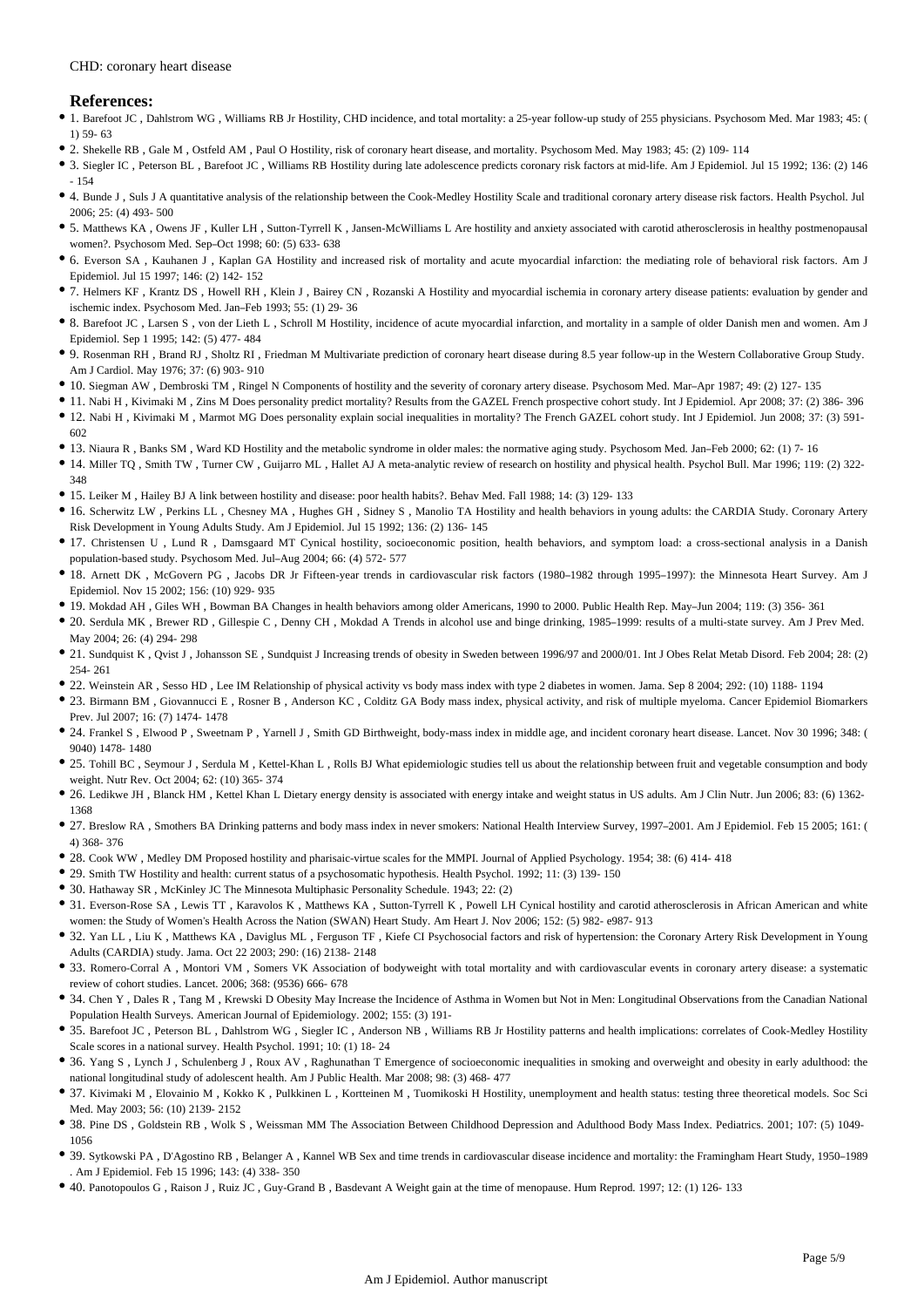CHD: coronary heart disease

## References:

- 1. Barefoot JC , Dahlstrom WG , Williams RB Jr Hostility, CHD incidence, and total mortality: a 25-year follow-up study of 255 physicians. Psychosom Med. Mar 1983; 45: ( 1) 59- 63
- 2. Shekelle RB , Gale M , Ostfeld AM , Paul O Hostility, risk of coronary heart disease, and mortality. Psychosom Med. May 1983; 45: (2) 109- 114
- 3. Siegler IC , Peterson BL , Barefoot JC , Williams RB Hostility during late adolescence predicts coronary risk factors at mid-life. Am J Epidemiol. Jul 15 1992; 136: (2) 146 - 154
- 4. Bunde J , Suls J A quantitative analysis of the relationship between the Cook-Medley Hostility Scale and traditional coronary artery disease risk factors. Health Psychol. Jul 2006; 25: (4) 493- 500
- 5. Matthews KA , Owens JF , Kuller LH , Sutton-Tyrrell K , Jansen-McWilliams L Are hostility and anxiety associated with carotid atherosclerosis in healthy postmenopausal women?. Psychosom Med. Sep–Oct 1998; 60: (5) 633- 638
- 6. Everson SA , Kauhanen J , Kaplan GA Hostility and increased risk of mortality and acute myocardial infarction: the mediating role of behavioral risk factors. Am J Epidemiol. Jul 15 1997; 146: (2) 142- 152
- 7. Helmers KF , Krantz DS , Howell RH , Klein J , Bairey CN , Rozanski A Hostility and myocardial ischemia in coronary artery disease patients: evaluation by gender and ischemic index. Psychosom Med. Jan–Feb 1993; 55: (1) 29- 36
- 8. Barefoot JC , Larsen S , von der Lieth L , Schroll M Hostility, incidence of acute myocardial infarction, and mortality in a sample of older Danish men and women. Am J Epidemiol. Sep 1 1995; 142: (5) 477- 484
- 9. Rosenman RH , Brand RJ , Sholtz RI , Friedman M Multivariate prediction of coronary heart disease during 8.5 year follow-up in the Western Collaborative Group Study. Am J Cardiol. May 1976; 37: (6) 903- 910
- 10. Siegman AW , Dembroski TM , Ringel N Components of hostility and the severity of coronary artery disease. Psychosom Med. Mar–Apr 1987; 49: (2) 127- 135
- 11. Nabi H , Kivimaki M , Zins M Does personality predict mortality? Results from the GAZEL French prospective cohort study. Int J Epidemiol. Apr 2008; 37: (2) 386- 396
- 12. Nabi H , Kivimaki M , Marmot MG Does personality explain social inequalities in mortality? The French GAZEL cohort study. Int J Epidemiol. Jun 2008; 37: (3) 591- 602
- 13. Niaura R , Banks SM , Ward KD Hostility and the metabolic syndrome in older males: the normative aging study. Psychosom Med. Jan–Feb 2000; 62: (1) 7- 16
- 14. Miller TQ , Smith TW , Turner CW , Guijarro ML , Hallet AJ A meta-analytic review of research on hostility and physical health. Psychol Bull. Mar 1996; 119: (2) 322- 348
- 15. Leiker M , Hailey BJ A link between hostility and disease: poor health habits?. Behav Med. Fall 1988; 14: (3) 129- 133
- 16. Scherwitz LW , Perkins LL , Chesney MA , Hughes GH , Sidney S , Manolio TA Hostility and health behaviors in young adults: the CARDIA Study. Coronary Artery Risk Development in Young Adults Study. Am J Epidemiol. Jul 15 1992; 136: (2) 136- 145
- 17. Christensen U , Lund R , Damsgaard MT Cynical hostility, socioeconomic position, health behaviors, and symptom load: a cross-sectional analysis in a Danish population-based study. Psychosom Med. Jul–Aug 2004; 66: (4) 572- 577
- 18. Arnett DK , McGovern PG , Jacobs DR Jr Fifteen-year trends in cardiovascular risk factors (1980–1982 through 1995–1997): the Minnesota Heart Survey. Am J Epidemiol. Nov 15 2002; 156: (10) 929- 935
- 19. Mokdad AH , Giles WH , Bowman BA Changes in health behaviors among older Americans, 1990 to 2000. Public Health Rep. May–Jun 2004; 119: (3) 356- 361
- 20. Serdula MK , Brewer RD , Gillespie C , Denny CH , Mokdad A Trends in alcohol use and binge drinking, 1985–1999: results of a multi-state survey. Am J Prev Med. May 2004; 26: (4) 294- 298
- 21. Sundquist K , Qvist J , Johansson SE , Sundquist J Increasing trends of obesity in Sweden between 1996/97 and 2000/01. Int J Obes Relat Metab Disord. Feb 2004; 28: (2) 254- 261
- 22. Weinstein AR , Sesso HD , Lee IM Relationship of physical activity vs body mass index with type 2 diabetes in women. Jama. Sep 8 2004; 292: (10) 1188- 1194
- 23. Birmann BM , Giovannucci E , Rosner B , Anderson KC , Colditz GA Body mass index, physical activity, and risk of multiple myeloma. Cancer Epidemiol Biomarkers Prev. Jul 2007; 16: (7) 1474- 1478
- 24. Frankel S , Elwood P , Sweetnam P , Yarnell J , Smith GD Birthweight, body-mass index in middle age, and incident coronary heart disease. Lancet. Nov 30 1996; 348: ( 9040) 1478- 1480
- 25. Tohill BC , Seymour J , Serdula M , Kettel-Khan L , Rolls BJ What epidemiologic studies tell us about the relationship between fruit and vegetable consumption and body weight. Nutr Rev. Oct 2004; 62: (10) 365- 374
- 26. Ledikwe JH , Blanck HM , Kettel Khan L Dietary energy density is associated with energy intake and weight status in US adults. Am J Clin Nutr. Jun 2006; 83: (6) 1362- 1368
- 27. Breslow RA , Smothers BA Drinking patterns and body mass index in never smokers: National Health Interview Survey, 1997–2001. Am J Epidemiol. Feb 15 2005; 161: ( 4) 368- 376
- 28. Cook WW , Medley DM Proposed hostility and pharisaic-virtue scales for the MMPI. Journal of Applied Psychology. 1954; 38: (6) 414- 418
- 29. Smith TW Hostility and health: current status of a psychosomatic hypothesis. Health Psychol. 1992; 11: (3) 139- 150
- 30. Hathaway SR , McKinley JC The Minnesota Multiphasic Personality Schedule. 1943; 22: (2)
- 31. Everson-Rose SA , Lewis TT , Karavolos K , Matthews KA , Sutton-Tyrrell K , Powell LH Cynical hostility and carotid atherosclerosis in African American and white women: the Study of Women's Health Across the Nation (SWAN) Heart Study. Am Heart J. Nov 2006; 152: (5) 982- e987- 913
- 32. Yan LL , Liu K , Matthews KA , Daviglus ML , Ferguson TF , Kiefe CI Psychosocial factors and risk of hypertension: the Coronary Artery Risk Development in Young Adults (CARDIA) study. Jama. Oct 22 2003; 290: (16) 2138- 2148
- 33. Romero-Corral A , Montori VM , Somers VK Association of bodyweight with total mortality and with cardiovascular events in coronary artery disease: a systematic review of cohort studies. Lancet. 2006; 368: (9536) 666- 678
- 34. Chen Y , Dales R , Tang M , Krewski D Obesity May Increase the Incidence of Asthma in Women but Not in Men: Longitudinal Observations from the Canadian National Population Health Surveys. American Journal of Epidemiology. 2002; 155: (3) 191-
- 35. Barefoot JC , Peterson BL , Dahlstrom WG , Siegler IC , Anderson NB , Williams RB Jr Hostility patterns and health implications: correlates of Cook-Medley Hostility Scale scores in a national survey. Health Psychol. 1991; 10: (1) 18- 24
- 36. Yang S , Lynch J , Schulenberg J , Roux AV , Raghunathan T Emergence of socioeconomic inequalities in smoking and overweight and obesity in early adulthood: the national longitudinal study of adolescent health. Am J Public Health. Mar 2008; 98: (3) 468- 477
- 37. Kivimaki M , Elovainio M , Kokko K , Pulkkinen L , Kortteinen M , Tuomikoski H Hostility, unemployment and health status: testing three theoretical models. Soc Sci Med. May 2003; 56: (10) 2139- 2152
- 38. Pine DS , Goldstein RB , Wolk S , Weissman MM The Association Between Childhood Depression and Adulthood Body Mass Index. Pediatrics. 2001; 107: (5) 1049- 1056
- 39. Sytkowski PA , D'Agostino RB , Belanger A , Kannel WB Sex and time trends in cardiovascular disease incidence and mortality: the Framingham Heart Study, 1950–1989 . Am J Epidemiol. Feb 15 1996; 143: (4) 338- 350
- 40. Panotopoulos G , Raison J , Ruiz JC , Guy-Grand B , Basdevant A Weight gain at the time of menopause. Hum Reprod. 1997; 12: (1) 126- 133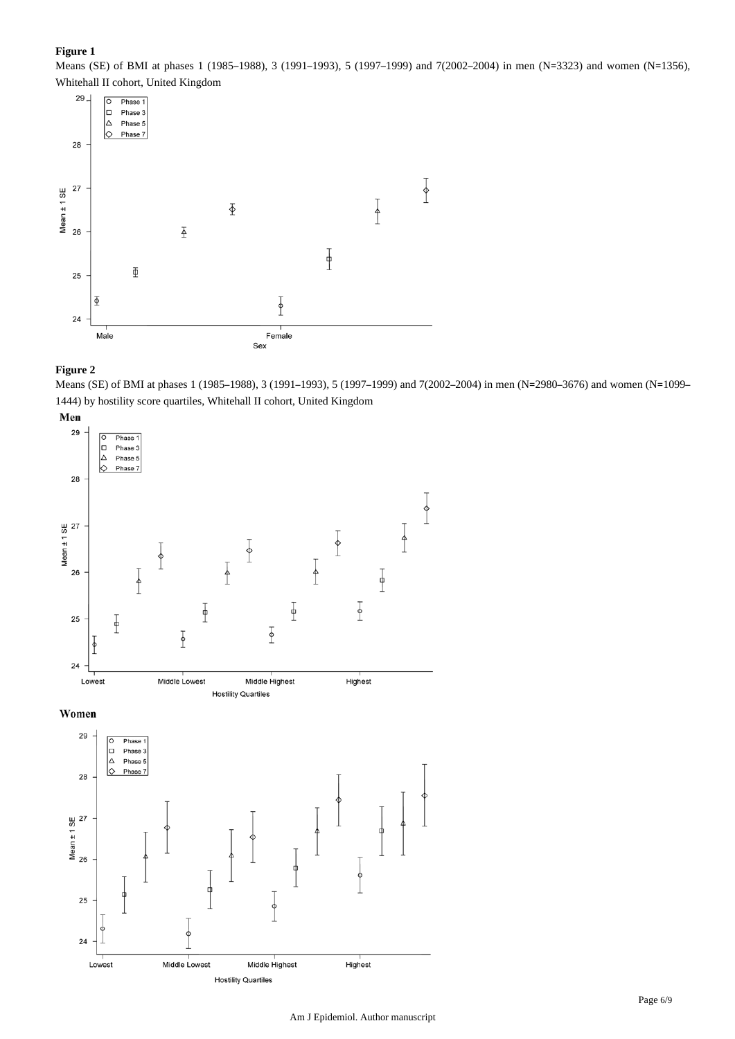**Figure 1**

Means (SE) of BMI at phases 1 (1985–1988), 3 (1991–1993), 5 (1997–1999) and 7(2002–2004) in men (N=3323) and women (N=1356), Whitehall II cohort, United Kingdom

**Figure 2**

Means (SE) of BMI at phases 1 (1985–1988), 3 (1991–1993), 5 (1997–1999) and 7(2002–2004) in men (N=2980–3676) and women (N=1099–1444) by hostility score quartiles, Whitehall II cohort, United Kingdom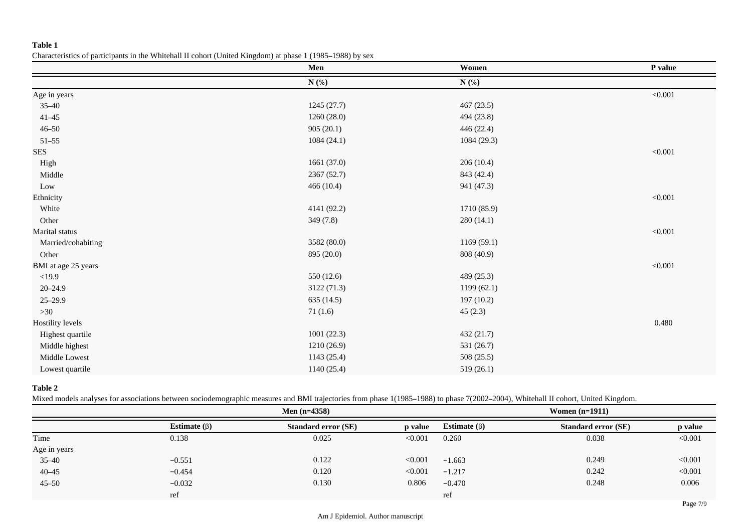**Table 1**

Characteristics of participants in the Whitehall II cohort (United Kingdom) at phase 1 (1985–1988) by sex

| | Men | Women | P value |
|---|---|---|---|
| | N (%) | N (%) | |
| Age in years | | | <0.001 |
| 35–40 | 1245 (27.7) | 467 (23.5) | |
| 41–45 | 1260 (28.0) | 494 (23.8) | |
| 46–50 | 905 (20.1) | 446 (22.4) | |
| 51–55 | 1084 (24.1) | 1084 (29.3) | |
| SES | | | <0.001 |
| High | 1661 (37.0) | 206 (10.4) | |
| Middle | 2367 (52.7) | 843 (42.4) | |
| Low | 466 (10.4) | 941 (47.3) | |
| Ethnicity | | | <0.001 |
| White | 4141 (92.2) | 1710 (85.9) | |
| Other | 349 (7.8) | 280 (14.1) | |
| Marital status | | | <0.001 |
| Married/cohabiting | 3582 (80.0) | 1169 (59.1) | |
| Other | 895 (20.0) | 808 (40.9) | |
| BMI at age 25 years | | | <0.001 |
| <19.9 | 550 (12.6) | 489 (25.3) | |
| 20–24.9 | 3122 (71.3) | 1199 (62.1) | |
| 25–29.9 | 635 (14.5) | 197 (10.2) | |
| >30 | 71 (1.6) | 45 (2.3) | |
| Hostility levels | | | 0.480 |
| Highest quartile | 1001 (22.3) | 432 (21.7) | |
| Middle highest | 1210 (26.9) | 531 (26.7) | |
| Middle Lowest | 1143 (25.4) | 508 (25.5) | |
| Lowest quartile | 1140 (25.4) | 519 (26.1) | |

**Table 2**

Mixed models analyses for associations between sociodemographic measures and BMI trajectories from phase 1(1985–1988) to phase 7(2002–2004), Whitehall II cohort, United Kingdom.

| | Men (n=4358) | | | Women (n=1911) | | |
|---|---|---|---|---|---|---|
| | Estimate (β) | Standard error (SE) | p value | Estimate (β) | Standard error (SE) | p value |
| Time | 0.138 | 0.025 | <0.001 | 0.260 | 0.038 | <0.001 |
| Age in years | | | | | | |
| 35–40 | −0.551 | 0.122 | <0.001 | −1.663 | 0.249 | <0.001 |
| 40–45 | −0.454 | 0.120 | <0.001 | −1.217 | 0.242 | <0.001 |
| 45–50 | −0.032 | 0.130 | 0.806 | −0.470 | 0.248 | 0.006 |
| | ref | | | ref | | |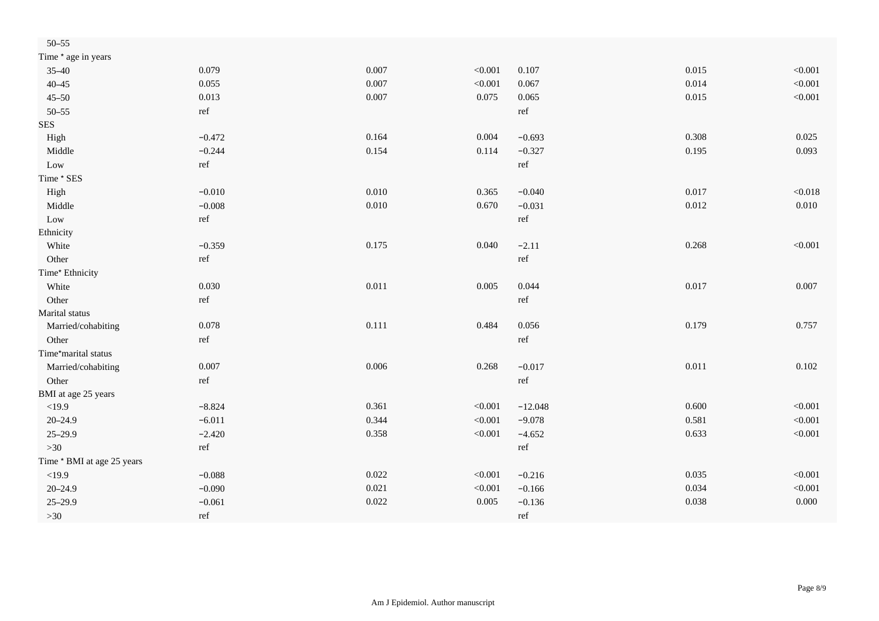| | | | | | | |
|---|---|---|---|---|---|---|
| 50–55 | | | | | | |
| Time * age in years | | | | | | |
| 35–40 | 0.079 | 0.007 | <0.001 | 0.107 | 0.015 | <0.001 |
| 40–45 | 0.055 | 0.007 | <0.001 | 0.067 | 0.014 | <0.001 |
| 45–50 | 0.013 | 0.007 | 0.075 | 0.065 | 0.015 | <0.001 |
| 50–55 | ref | | | ref | | |
| SES | | | | | | |
| High | −0.472 | 0.164 | 0.004 | −0.693 | 0.308 | 0.025 |
| Middle | −0.244 | 0.154 | 0.114 | −0.327 | 0.195 | 0.093 |
| Low | ref | | | ref | | |
| Time * SES | | | | | | |
| High | −0.010 | 0.010 | 0.365 | −0.040 | 0.017 | <0.018 |
| Middle | −0.008 | 0.010 | 0.670 | −0.031 | 0.012 | 0.010 |
| Low | ref | | | ref | | |
| Ethnicity | | | | | | |
| White | −0.359 | 0.175 | 0.040 | −2.11 | 0.268 | <0.001 |
| Other | ref | | | ref | | |
| Time* Ethnicity | | | | | | |
| White | 0.030 | 0.011 | 0.005 | 0.044 | 0.017 | 0.007 |
| Other | ref | | | ref | | |
| Marital status | | | | | | |
| Married/cohabiting | 0.078 | 0.111 | 0.484 | 0.056 | 0.179 | 0.757 |
| Other | ref | | | ref | | |
| Time*marital status | | | | | | |
| Married/cohabiting | 0.007 | 0.006 | 0.268 | −0.017 | 0.011 | 0.102 |
| Other | ref | | | ref | | |
| BMI at age 25 years | | | | | | |
| <19.9 | −8.824 | 0.361 | <0.001 | −12.048 | 0.600 | <0.001 |
| 20–24.9 | −6.011 | 0.344 | <0.001 | −9.078 | 0.581 | <0.001 |
| 25–29.9 | −2.420 | 0.358 | <0.001 | −4.652 | 0.633 | <0.001 |
| >30 | ref | | | ref | | |
| Time * BMI at age 25 years | | | | | | |
| <19.9 | −0.088 | 0.022 | <0.001 | −0.216 | 0.035 | <0.001 |
| 20–24.9 | −0.090 | 0.021 | <0.001 | −0.166 | 0.034 | <0.001 |
| 25–29.9 | −0.061 | 0.022 | 0.005 | −0.136 | 0.038 | 0.000 |
| >30 | ref | | | ref | | |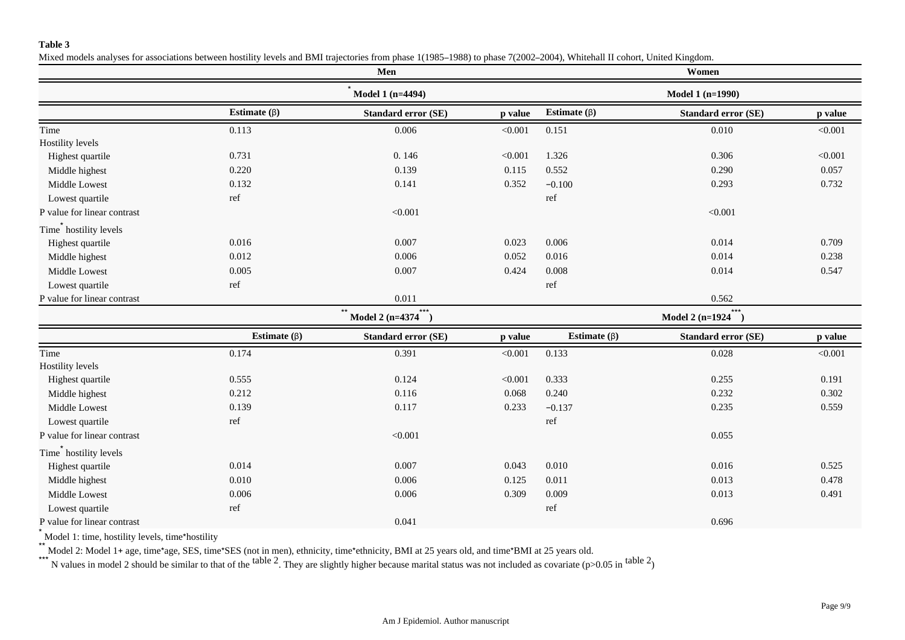**Table 3**

Mixed models analyses for associations between hostility levels and BMI trajectories from phase 1(1985–1988) to phase 7(2002–2004), Whitehall II cohort, United Kingdom.

| | Men | | | Women | | |
|---|---|---|---|---|---|---|
| | Model 1 (n=4494)[*] | | | Model 1 (n=1990) | | |
| | Estimate (β) | Standard error (SE) | p value | Estimate (β) | Standard error (SE) | p value |
| Time | 0.113 | 0.006 | <0.001 | 0.151 | 0.010 | <0.001 |
| Hostility levels | | | | | | |
| Highest quartile | 0.731 | 0. 146 | <0.001 | 1.326 | 0.306 | <0.001 |
| Middle highest | 0.220 | 0.139 | 0.115 | 0.552 | 0.290 | 0.057 |
| Middle Lowest | 0.132 | 0.141 | 0.352 | −0.100 | 0.293 | 0.732 |
| Lowest quartile | ref | | | ref | | |
| P value for linear contrast | | <0.001 | | | <0.001 | |
| Time[*] hostility levels | | | | | | |
| Highest quartile | 0.016 | 0.007 | 0.023 | 0.006 | 0.014 | 0.709 |
| Middle highest | 0.012 | 0.006 | 0.052 | 0.016 | 0.014 | 0.238 |
| Middle Lowest | 0.005 | 0.007 | 0.424 | 0.008 | 0.014 | 0.547 |
| Lowest quartile | ref | | | ref | | |
| P value for linear contrast | | 0.011 | | | 0.562 | |
| | Model 2 (n=4374[***])[**] | | | Model 2 (n=1924[***]) | | |
| | Estimate (β) | Standard error (SE) | p value | Estimate (β) | Standard error (SE) | p value |
| Time | 0.174 | 0.391 | <0.001 | 0.133 | 0.028 | <0.001 |
| Hostility levels | | | | | | |
| Highest quartile | 0.555 | 0.124 | <0.001 | 0.333 | 0.255 | 0.191 |
| Middle highest | 0.212 | 0.116 | 0.068 | 0.240 | 0.232 | 0.302 |
| Middle Lowest | 0.139 | 0.117 | 0.233 | −0.137 | 0.235 | 0.559 |
| Lowest quartile | ref | | | ref | | |
| P value for linear contrast | | <0.001 | | | 0.055 | |
| Time[*] hostility levels | | | | | | |
| Highest quartile | 0.014 | 0.007 | 0.043 | 0.010 | 0.016 | 0.525 |
| Middle highest | 0.010 | 0.006 | 0.125 | 0.011 | 0.013 | 0.478 |
| Middle Lowest | 0.006 | 0.006 | 0.309 | 0.009 | 0.013 | 0.491 |
| Lowest quartile | ref | | | ref | | |
| P value for linear contrast | | 0.041 | | | 0.696 | |

[*] Model 1: time, hostility levels, time*hostility

[**] Model 2: Model 1+ age, time*age, SES, time*SES (not in men), ethnicity, time*ethnicity, BMI at 25 years old, and time*BMI at 25 years old.

[***] N values in model 2 should be similar to that of the table 2. They are slightly higher because marital status was not included as covariate (p>0.05 in table 2)